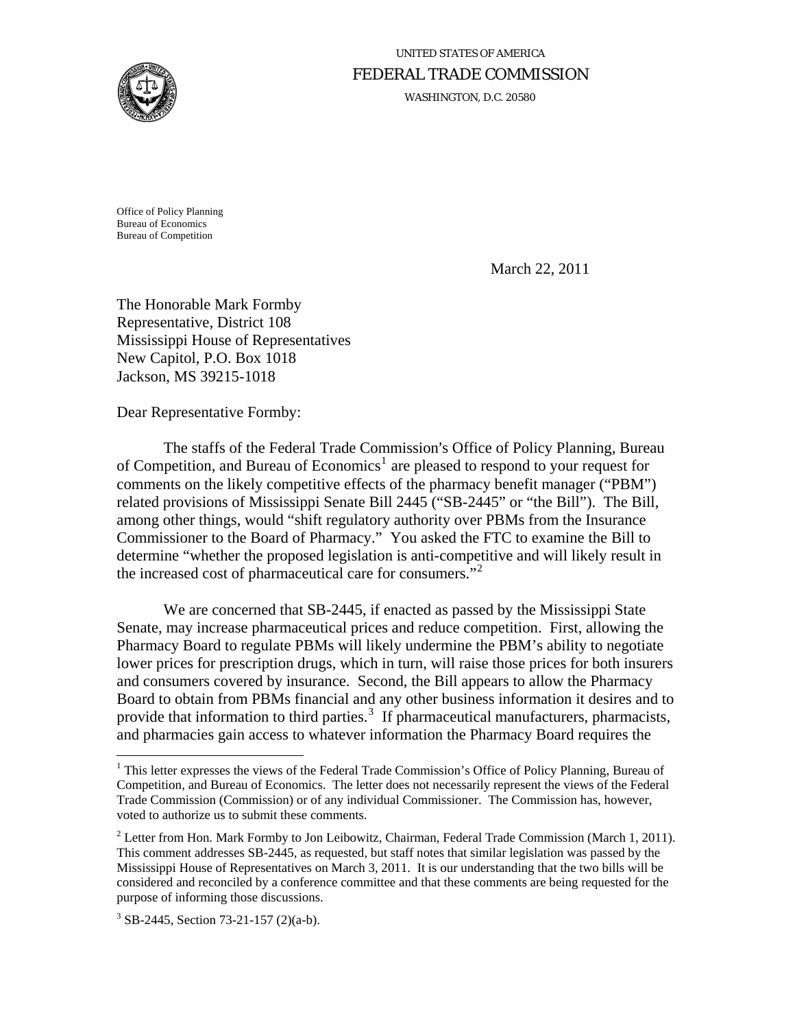UNITED STATES OF AMERICA

FEDERAL TRADE COMMISSION

WASHINGTON, D.C. 20580

Office of Policy Planning
Bureau of Economics
Bureau of Competition

March 22, 2011

The Honorable Mark Formby
Representative, District 108
Mississippi House of Representatives
New Capitol, P.O. Box 1018
Jackson, MS 39215-1018

Dear Representative Formby:

The staffs of the Federal Trade Commission's Office of Policy Planning, Bureau of Competition, and Bureau of Economics[1] are pleased to respond to your request for comments on the likely competitive effects of the pharmacy benefit manager ("PBM") related provisions of Mississippi Senate Bill 2445 ("SB-2445" or "the Bill"). The Bill, among other things, would "shift regulatory authority over PBMs from the Insurance Commissioner to the Board of Pharmacy." You asked the FTC to examine the Bill to determine "whether the proposed legislation is anti-competitive and will likely result in the increased cost of pharmaceutical care for consumers."[2]

We are concerned that SB-2445, if enacted as passed by the Mississippi State Senate, may increase pharmaceutical prices and reduce competition. First, allowing the Pharmacy Board to regulate PBMs will likely undermine the PBM's ability to negotiate lower prices for prescription drugs, which in turn, will raise those prices for both insurers and consumers covered by insurance. Second, the Bill appears to allow the Pharmacy Board to obtain from PBMs financial and any other business information it desires and to provide that information to third parties.[3] If pharmaceutical manufacturers, pharmacists, and pharmacies gain access to whatever information the Pharmacy Board requires the

---

[1] This letter expresses the views of the Federal Trade Commission's Office of Policy Planning, Bureau of Competition, and Bureau of Economics. The letter does not necessarily represent the views of the Federal Trade Commission (Commission) or of any individual Commissioner. The Commission has, however, voted to authorize us to submit these comments.

[2] Letter from Hon. Mark Formby to Jon Leibowitz, Chairman, Federal Trade Commission (March 1, 2011). This comment addresses SB-2445, as requested, but staff notes that similar legislation was passed by the Mississippi House of Representatives on March 3, 2011. It is our understanding that the two bills will be considered and reconciled by a conference committee and that these comments are being requested for the purpose of informing those discussions.

[3] SB-2445, Section 73-21-157 (2)(a-b).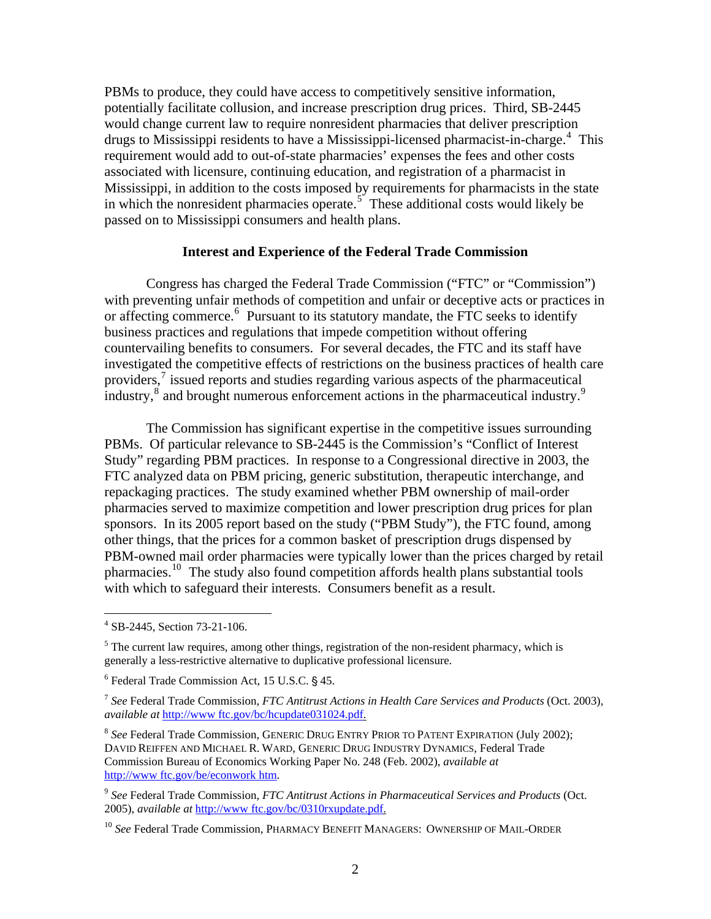PBMs to produce, they could have access to competitively sensitive information, potentially facilitate collusion, and increase prescription drug prices. Third, SB-2445 would change current law to require nonresident pharmacies that deliver prescription drugs to Mississippi residents to have a Mississippi-licensed pharmacist-in-charge.[4] This requirement would add to out-of-state pharmacies' expenses the fees and other costs associated with licensure, continuing education, and registration of a pharmacist in Mississippi, in addition to the costs imposed by requirements for pharmacists in the state in which the nonresident pharmacies operate.[5] These additional costs would likely be passed on to Mississippi consumers and health plans.

**Interest and Experience of the Federal Trade Commission**

Congress has charged the Federal Trade Commission ("FTC" or "Commission") with preventing unfair methods of competition and unfair or deceptive acts or practices in or affecting commerce.[6] Pursuant to its statutory mandate, the FTC seeks to identify business practices and regulations that impede competition without offering countervailing benefits to consumers. For several decades, the FTC and its staff have investigated the competitive effects of restrictions on the business practices of health care providers,[7] issued reports and studies regarding various aspects of the pharmaceutical industry,[8] and brought numerous enforcement actions in the pharmaceutical industry.[9]

The Commission has significant expertise in the competitive issues surrounding PBMs. Of particular relevance to SB-2445 is the Commission's "Conflict of Interest Study" regarding PBM practices. In response to a Congressional directive in 2003, the FTC analyzed data on PBM pricing, generic substitution, therapeutic interchange, and repackaging practices. The study examined whether PBM ownership of mail-order pharmacies served to maximize competition and lower prescription drug prices for plan sponsors. In its 2005 report based on the study ("PBM Study"), the FTC found, among other things, that the prices for a common basket of prescription drugs dispensed by PBM-owned mail order pharmacies were typically lower than the prices charged by retail pharmacies.[10] The study also found competition affords health plans substantial tools with which to safeguard their interests. Consumers benefit as a result.

---

[4] SB-2445, Section 73-21-106.

[5] The current law requires, among other things, registration of the non-resident pharmacy, which is generally a less-restrictive alternative to duplicative professional licensure.

[6] Federal Trade Commission Act, 15 U.S.C. § 45.

[7] *See* Federal Trade Commission, *FTC Antitrust Actions in Health Care Services and Products* (Oct. 2003), *available at* http://www ftc.gov/bc/hcupdate031024.pdf.

[8] *See* Federal Trade Commission, GENERIC DRUG ENTRY PRIOR TO PATENT EXPIRATION (July 2002); DAVID REIFFEN AND MICHAEL R. WARD, GENERIC DRUG INDUSTRY DYNAMICS, Federal Trade Commission Bureau of Economics Working Paper No. 248 (Feb. 2002), *available at* http://www ftc.gov/be/econwork htm.

[9] *See* Federal Trade Commission, *FTC Antitrust Actions in Pharmaceutical Services and Products* (Oct. 2005), *available at* http://www ftc.gov/bc/0310rxupdate.pdf.

[10] *See* Federal Trade Commission, PHARMACY BENEFIT MANAGERS: OWNERSHIP OF MAIL-ORDER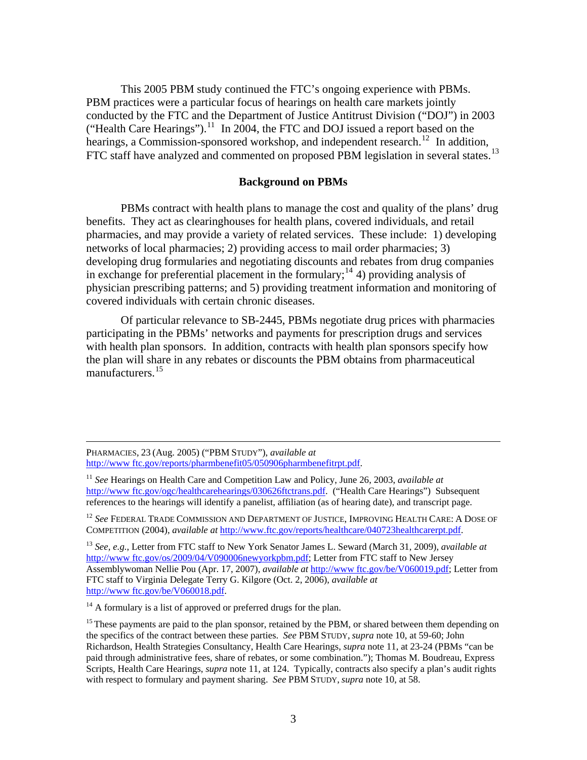This 2005 PBM study continued the FTC's ongoing experience with PBMs. PBM practices were a particular focus of hearings on health care markets jointly conducted by the FTC and the Department of Justice Antitrust Division ("DOJ") in 2003 ("Health Care Hearings").[11] In 2004, the FTC and DOJ issued a report based on the hearings, a Commission-sponsored workshop, and independent research.[12] In addition, FTC staff have analyzed and commented on proposed PBM legislation in several states.[13]

**Background on PBMs**

PBMs contract with health plans to manage the cost and quality of the plans' drug benefits. They act as clearinghouses for health plans, covered individuals, and retail pharmacies, and may provide a variety of related services. These include: 1) developing networks of local pharmacies; 2) providing access to mail order pharmacies; 3) developing drug formularies and negotiating discounts and rebates from drug companies in exchange for preferential placement in the formulary;[14] 4) providing analysis of physician prescribing patterns; and 5) providing treatment information and monitoring of covered individuals with certain chronic diseases.

Of particular relevance to SB-2445, PBMs negotiate drug prices with pharmacies participating in the PBMs' networks and payments for prescription drugs and services with health plan sponsors. In addition, contracts with health plan sponsors specify how the plan will share in any rebates or discounts the PBM obtains from pharmaceutical manufacturers.[15]

---

PHARMACIES, 23 (Aug. 2005) ("PBM STUDY"), *available at* http://www ftc.gov/reports/pharmbenefit05/050906pharmbenefitrpt.pdf.

[11] *See* Hearings on Health Care and Competition Law and Policy, June 26, 2003, *available at* http://www ftc.gov/ogc/healthcarehearings/030626ftctrans.pdf. ("Health Care Hearings") Subsequent references to the hearings will identify a panelist, affiliation (as of hearing date), and transcript page.

[12] *See* FEDERAL TRADE COMMISSION AND DEPARTMENT OF JUSTICE, IMPROVING HEALTH CARE: A DOSE OF COMPETITION (2004), *available at* http://www.ftc.gov/reports/healthcare/040723healthcarerpt.pdf.

[13] *See, e.g.*, Letter from FTC staff to New York Senator James L. Seward (March 31, 2009), *available at* http://www ftc.gov/os/2009/04/V090006newyorkpbm.pdf; Letter from FTC staff to New Jersey Assemblywoman Nellie Pou (Apr. 17, 2007), *available at* http://www ftc.gov/be/V060019.pdf; Letter from FTC staff to Virginia Delegate Terry G. Kilgore (Oct. 2, 2006), *available at* http://www ftc.gov/be/V060018.pdf.

[14] A formulary is a list of approved or preferred drugs for the plan.

[15] These payments are paid to the plan sponsor, retained by the PBM, or shared between them depending on the specifics of the contract between these parties. *See* PBM STUDY, *supra* note 10, at 59-60; John Richardson, Health Strategies Consultancy, Health Care Hearings, *supra* note 11, at 23-24 (PBMs "can be paid through administrative fees, share of rebates, or some combination."); Thomas M. Boudreau, Express Scripts, Health Care Hearings, *supra* note 11, at 124. Typically, contracts also specify a plan's audit rights with respect to formulary and payment sharing. *See* PBM STUDY, *supra* note 10, at 58.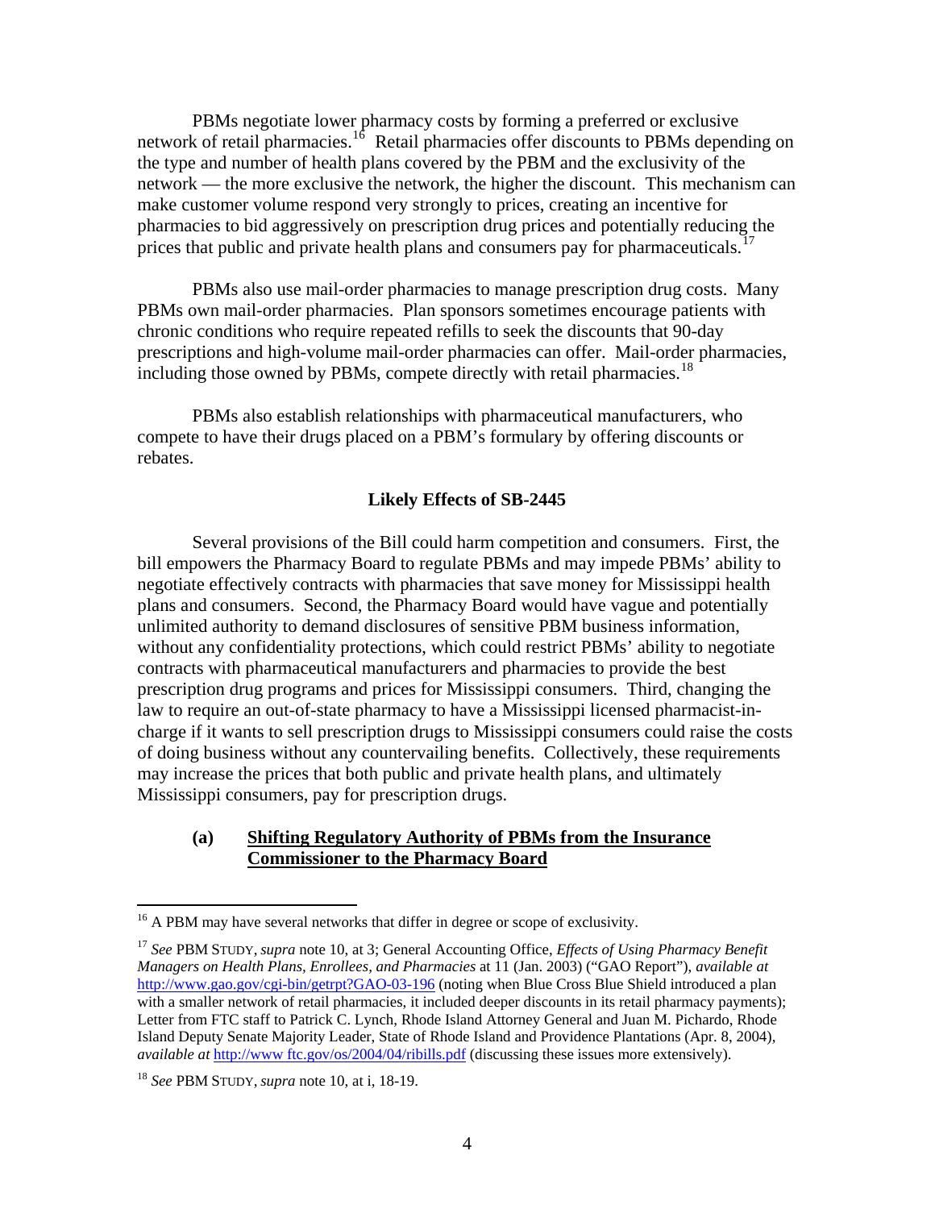PBMs negotiate lower pharmacy costs by forming a preferred or exclusive network of retail pharmacies.[16] Retail pharmacies offer discounts to PBMs depending on the type and number of health plans covered by the PBM and the exclusivity of the network — the more exclusive the network, the higher the discount. This mechanism can make customer volume respond very strongly to prices, creating an incentive for pharmacies to bid aggressively on prescription drug prices and potentially reducing the prices that public and private health plans and consumers pay for pharmaceuticals.[17]

PBMs also use mail-order pharmacies to manage prescription drug costs. Many PBMs own mail-order pharmacies. Plan sponsors sometimes encourage patients with chronic conditions who require repeated refills to seek the discounts that 90-day prescriptions and high-volume mail-order pharmacies can offer. Mail-order pharmacies, including those owned by PBMs, compete directly with retail pharmacies.[18]

PBMs also establish relationships with pharmaceutical manufacturers, who compete to have their drugs placed on a PBM's formulary by offering discounts or rebates.

**Likely Effects of SB-2445**

Several provisions of the Bill could harm competition and consumers. First, the bill empowers the Pharmacy Board to regulate PBMs and may impede PBMs' ability to negotiate effectively contracts with pharmacies that save money for Mississippi health plans and consumers. Second, the Pharmacy Board would have vague and potentially unlimited authority to demand disclosures of sensitive PBM business information, without any confidentiality protections, which could restrict PBMs' ability to negotiate contracts with pharmaceutical manufacturers and pharmacies to provide the best prescription drug programs and prices for Mississippi consumers. Third, changing the law to require an out-of-state pharmacy to have a Mississippi licensed pharmacist-in-charge if it wants to sell prescription drugs to Mississippi consumers could raise the costs of doing business without any countervailing benefits. Collectively, these requirements may increase the prices that both public and private health plans, and ultimately Mississippi consumers, pay for prescription drugs.

**(a) Shifting Regulatory Authority of PBMs from the Insurance Commissioner to the Pharmacy Board**

---

[16] A PBM may have several networks that differ in degree or scope of exclusivity.

[17] *See* PBM STUDY, *supra* note 10, at 3; General Accounting Office, *Effects of Using Pharmacy Benefit Managers on Health Plans, Enrollees, and Pharmacies* at 11 (Jan. 2003) ("GAO Report"), *available at* http://www.gao.gov/cgi-bin/getrpt?GAO-03-196 (noting when Blue Cross Blue Shield introduced a plan with a smaller network of retail pharmacies, it included deeper discounts in its retail pharmacy payments); Letter from FTC staff to Patrick C. Lynch, Rhode Island Attorney General and Juan M. Pichardo, Rhode Island Deputy Senate Majority Leader, State of Rhode Island and Providence Plantations (Apr. 8, 2004), *available at* http://www ftc.gov/os/2004/04/ribills.pdf (discussing these issues more extensively).

[18] *See* PBM STUDY, *supra* note 10, at i, 18-19.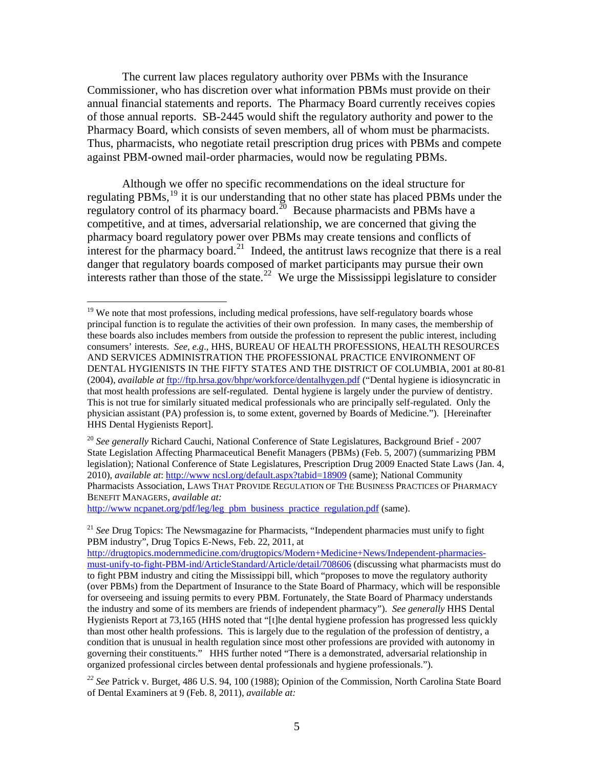The current law places regulatory authority over PBMs with the Insurance Commissioner, who has discretion over what information PBMs must provide on their annual financial statements and reports. The Pharmacy Board currently receives copies of those annual reports. SB-2445 would shift the regulatory authority and power to the Pharmacy Board, which consists of seven members, all of whom must be pharmacists. Thus, pharmacists, who negotiate retail prescription drug prices with PBMs and compete against PBM-owned mail-order pharmacies, would now be regulating PBMs.

Although we offer no specific recommendations on the ideal structure for regulating PBMs,[19] it is our understanding that no other state has placed PBMs under the regulatory control of its pharmacy board.[20] Because pharmacists and PBMs have a competitive, and at times, adversarial relationship, we are concerned that giving the pharmacy board regulatory power over PBMs may create tensions and conflicts of interest for the pharmacy board.[21] Indeed, the antitrust laws recognize that there is a real danger that regulatory boards composed of market participants may pursue their own interests rather than those of the state.[22] We urge the Mississippi legislature to consider

---

[19] We note that most professions, including medical professions, have self-regulatory boards whose principal function is to regulate the activities of their own profession. In many cases, the membership of these boards also includes members from outside the profession to represent the public interest, including consumers' interests. *See*, *e.g*., HHS, BUREAU OF HEALTH PROFESSIONS, HEALTH RESOURCES AND SERVICES ADMINISTRATION THE PROFESSIONAL PRACTICE ENVIRONMENT OF DENTAL HYGIENISTS IN THE FIFTY STATES AND THE DISTRICT OF COLUMBIA, 2001 at 80-81 (2004), *available at* ftp://ftp.hrsa.gov/bhpr/workforce/dentalhygen.pdf ("Dental hygiene is idiosyncratic in that most health professions are self-regulated. Dental hygiene is largely under the purview of dentistry. This is not true for similarly situated medical professionals who are principally self-regulated. Only the physician assistant (PA) profession is, to some extent, governed by Boards of Medicine."). [Hereinafter HHS Dental Hygienists Report].

[20] *See generally* Richard Cauchi, National Conference of State Legislatures, Background Brief - 2007 State Legislation Affecting Pharmaceutical Benefit Managers (PBMs) (Feb. 5, 2007) (summarizing PBM legislation); National Conference of State Legislatures, Prescription Drug 2009 Enacted State Laws (Jan. 4, 2010), *available at*: http://www.ncsl.org/default.aspx?tabid=18909 (same); National Community Pharmacists Association, LAWS THAT PROVIDE REGULATION OF THE BUSINESS PRACTICES OF PHARMACY BENEFIT MANAGERS, *available at:* http://www.ncpanet.org/pdf/leg/leg_pbm_business_practice_regulation.pdf (same).

[21] *See* Drug Topics: The Newsmagazine for Pharmacists, "Independent pharmacies must unify to fight PBM industry", Drug Topics E-News, Feb. 22, 2011, at http://drugtopics.modernmedicine.com/drugtopics/Modern+Medicine+News/Independent-pharmacies-must-unify-to-fight-PBM-ind/ArticleStandard/Article/detail/708606 (discussing what pharmacists must do to fight PBM industry and citing the Mississippi bill, which "proposes to move the regulatory authority (over PBMs) from the Department of Insurance to the State Board of Pharmacy, which will be responsible for overseeing and issuing permits to every PBM. Fortunately, the State Board of Pharmacy understands the industry and some of its members are friends of independent pharmacy"). *See generally* HHS Dental Hygienists Report at 73,165 (HHS noted that "[t]he dental hygiene profession has progressed less quickly than most other health professions. This is largely due to the regulation of the profession of dentistry, a condition that is unusual in health regulation since most other professions are provided with autonomy in governing their constituents." HHS further noted "There is a demonstrated, adversarial relationship in organized professional circles between dental professionals and hygiene professionals.").

[22] *See* Patrick v. Burget, 486 U.S. 94, 100 (1988); Opinion of the Commission, North Carolina State Board of Dental Examiners at 9 (Feb. 8, 2011), *available at:*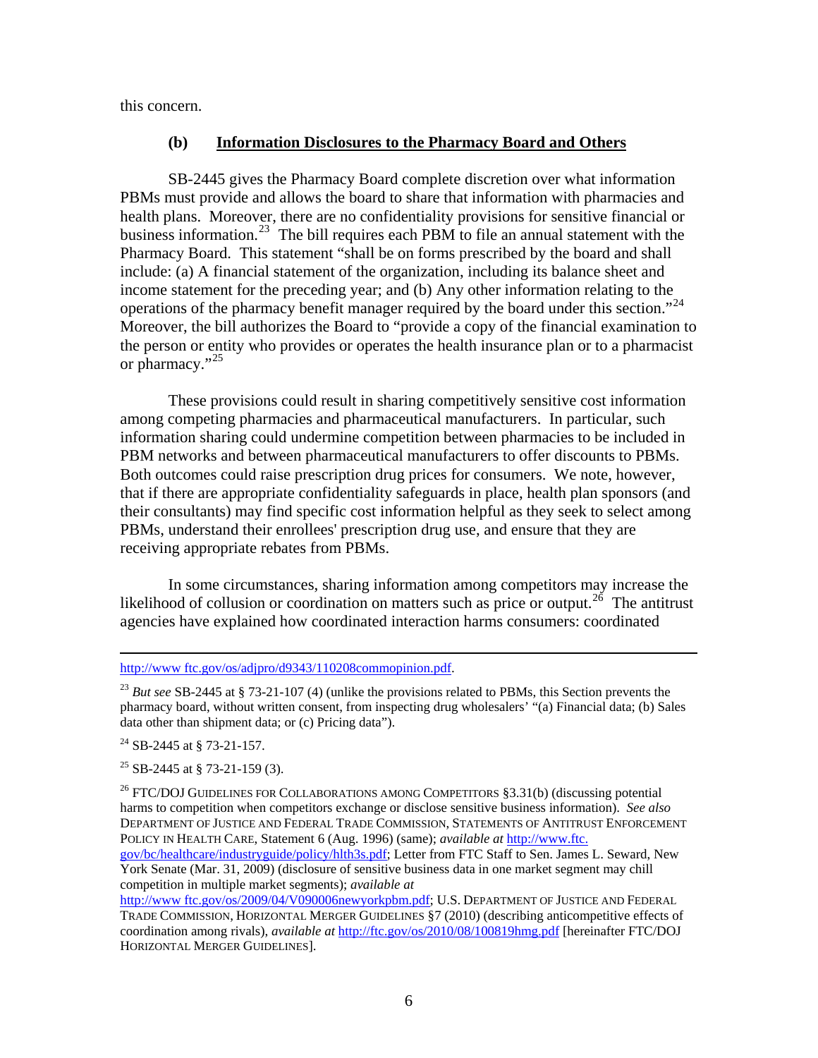this concern.

### (b) Information Disclosures to the Pharmacy Board and Others

SB-2445 gives the Pharmacy Board complete discretion over what information PBMs must provide and allows the board to share that information with pharmacies and health plans. Moreover, there are no confidentiality provisions for sensitive financial or business information.[23] The bill requires each PBM to file an annual statement with the Pharmacy Board. This statement "shall be on forms prescribed by the board and shall include: (a) A financial statement of the organization, including its balance sheet and income statement for the preceding year; and (b) Any other information relating to the operations of the pharmacy benefit manager required by the board under this section."[24] Moreover, the bill authorizes the Board to "provide a copy of the financial examination to the person or entity who provides or operates the health insurance plan or to a pharmacist or pharmacy."[25]

These provisions could result in sharing competitively sensitive cost information among competing pharmacies and pharmaceutical manufacturers. In particular, such information sharing could undermine competition between pharmacies to be included in PBM networks and between pharmaceutical manufacturers to offer discounts to PBMs. Both outcomes could raise prescription drug prices for consumers. We note, however, that if there are appropriate confidentiality safeguards in place, health plan sponsors (and their consultants) may find specific cost information helpful as they seek to select among PBMs, understand their enrollees' prescription drug use, and ensure that they are receiving appropriate rebates from PBMs.

In some circumstances, sharing information among competitors may increase the likelihood of collusion or coordination on matters such as price or output.[26] The antitrust agencies have explained how coordinated interaction harms consumers: coordinated

---

http://www ftc.gov/os/adjpro/d9343/110208commopinion.pdf.

[23] *But see* SB-2445 at § 73-21-107 (4) (unlike the provisions related to PBMs, this Section prevents the pharmacy board, without written consent, from inspecting drug wholesalers' "(a) Financial data; (b) Sales data other than shipment data; or (c) Pricing data").

[24] SB-2445 at § 73-21-157.

[25] SB-2445 at § 73-21-159 (3).

[26] FTC/DOJ GUIDELINES FOR COLLABORATIONS AMONG COMPETITORS §3.31(b) (discussing potential harms to competition when competitors exchange or disclose sensitive business information). *See also* DEPARTMENT OF JUSTICE AND FEDERAL TRADE COMMISSION, STATEMENTS OF ANTITRUST ENFORCEMENT POLICY IN HEALTH CARE, Statement 6 (Aug. 1996) (same); *available at* http://www.ftc.gov/bc/healthcare/industryguide/policy/hlth3s.pdf; Letter from FTC Staff to Sen. James L. Seward, New York Senate (Mar. 31, 2009) (disclosure of sensitive business data in one market segment may chill competition in multiple market segments); *available at* http://www ftc.gov/os/2009/04/V090006newyorkpbm.pdf; U.S. DEPARTMENT OF JUSTICE AND FEDERAL TRADE COMMISSION, HORIZONTAL MERGER GUIDELINES §7 (2010) (describing anticompetitive effects of coordination among rivals), *available at* http://ftc.gov/os/2010/08/100819hmg.pdf [hereinafter FTC/DOJ HORIZONTAL MERGER GUIDELINES].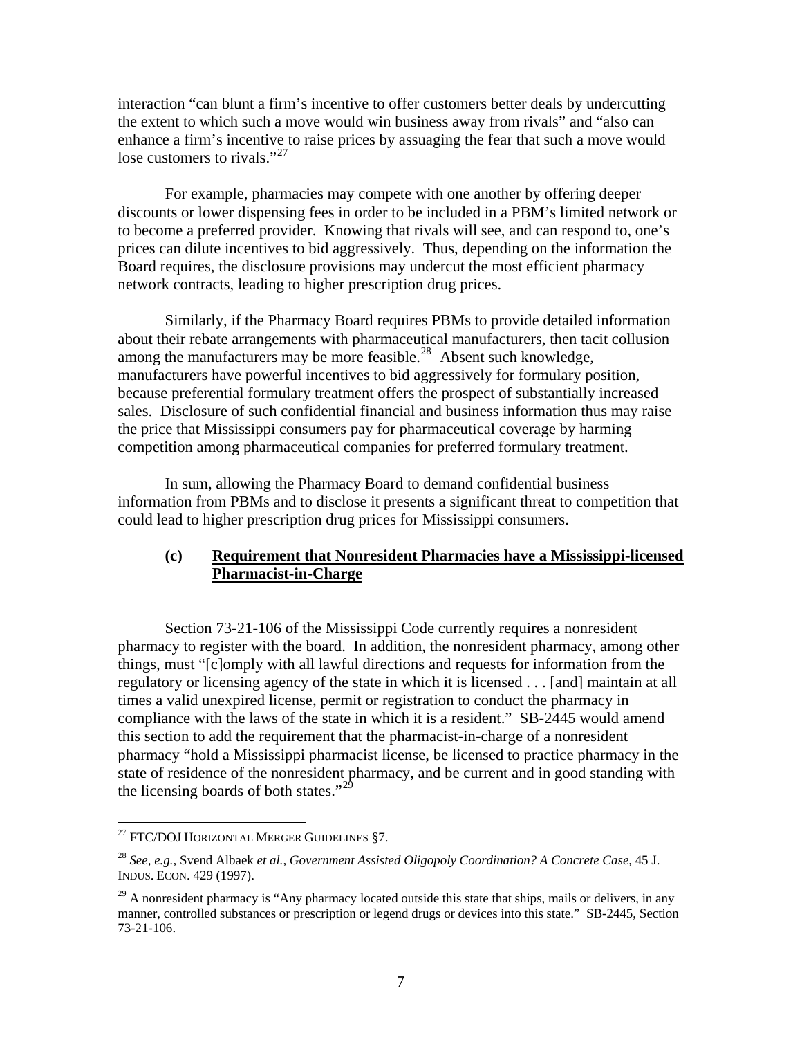interaction "can blunt a firm's incentive to offer customers better deals by undercutting the extent to which such a move would win business away from rivals" and "also can enhance a firm's incentive to raise prices by assuaging the fear that such a move would lose customers to rivals."[27]

For example, pharmacies may compete with one another by offering deeper discounts or lower dispensing fees in order to be included in a PBM's limited network or to become a preferred provider. Knowing that rivals will see, and can respond to, one's prices can dilute incentives to bid aggressively. Thus, depending on the information the Board requires, the disclosure provisions may undercut the most efficient pharmacy network contracts, leading to higher prescription drug prices.

Similarly, if the Pharmacy Board requires PBMs to provide detailed information about their rebate arrangements with pharmaceutical manufacturers, then tacit collusion among the manufacturers may be more feasible.[28] Absent such knowledge, manufacturers have powerful incentives to bid aggressively for formulary position, because preferential formulary treatment offers the prospect of substantially increased sales. Disclosure of such confidential financial and business information thus may raise the price that Mississippi consumers pay for pharmaceutical coverage by harming competition among pharmaceutical companies for preferred formulary treatment.

In sum, allowing the Pharmacy Board to demand confidential business information from PBMs and to disclose it presents a significant threat to competition that could lead to higher prescription drug prices for Mississippi consumers.

### (c) Requirement that Nonresident Pharmacies have a Mississippi-licensed Pharmacist-in-Charge

Section 73-21-106 of the Mississippi Code currently requires a nonresident pharmacy to register with the board. In addition, the nonresident pharmacy, among other things, must "[c]omply with all lawful directions and requests for information from the regulatory or licensing agency of the state in which it is licensed . . . [and] maintain at all times a valid unexpired license, permit or registration to conduct the pharmacy in compliance with the laws of the state in which it is a resident." SB-2445 would amend this section to add the requirement that the pharmacist-in-charge of a nonresident pharmacy "hold a Mississippi pharmacist license, be licensed to practice pharmacy in the state of residence of the nonresident pharmacy, and be current and in good standing with the licensing boards of both states."[29]

---

[27] FTC/DOJ HORIZONTAL MERGER GUIDELINES §7.

[28] *See, e.g.,* Svend Albaek *et al., Government Assisted Oligopoly Coordination? A Concrete Case,* 45 J. INDUS. ECON. 429 (1997).

[29] A nonresident pharmacy is "Any pharmacy located outside this state that ships, mails or delivers, in any manner, controlled substances or prescription or legend drugs or devices into this state." SB-2445, Section 73-21-106.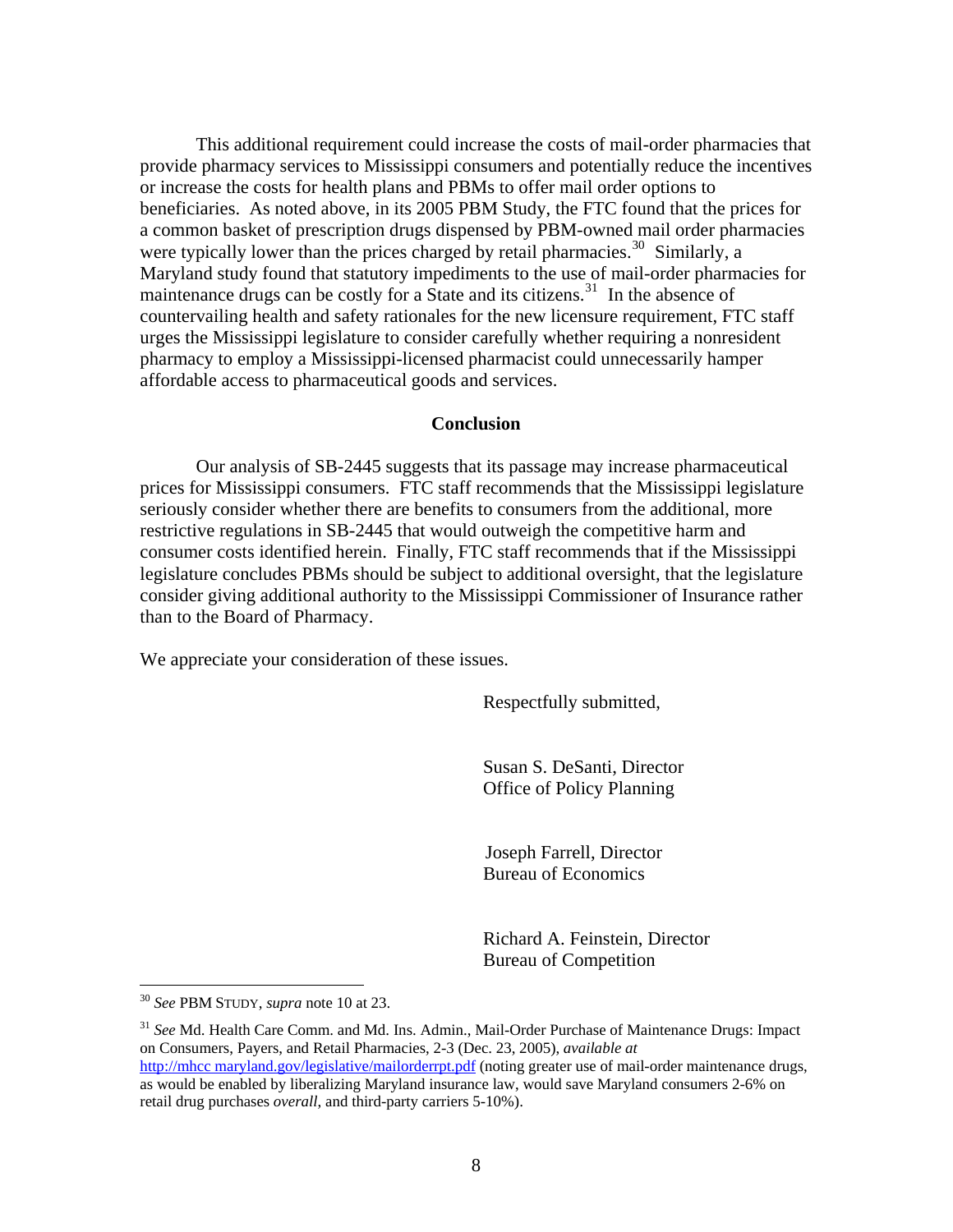This additional requirement could increase the costs of mail-order pharmacies that provide pharmacy services to Mississippi consumers and potentially reduce the incentives or increase the costs for health plans and PBMs to offer mail order options to beneficiaries. As noted above, in its 2005 PBM Study, the FTC found that the prices for a common basket of prescription drugs dispensed by PBM-owned mail order pharmacies were typically lower than the prices charged by retail pharmacies.[30] Similarly, a Maryland study found that statutory impediments to the use of mail-order pharmacies for maintenance drugs can be costly for a State and its citizens.[31] In the absence of countervailing health and safety rationales for the new licensure requirement, FTC staff urges the Mississippi legislature to consider carefully whether requiring a nonresident pharmacy to employ a Mississippi-licensed pharmacist could unnecessarily hamper affordable access to pharmaceutical goods and services.

## Conclusion

Our analysis of SB-2445 suggests that its passage may increase pharmaceutical prices for Mississippi consumers. FTC staff recommends that the Mississippi legislature seriously consider whether there are benefits to consumers from the additional, more restrictive regulations in SB-2445 that would outweigh the competitive harm and consumer costs identified herein. Finally, FTC staff recommends that if the Mississippi legislature concludes PBMs should be subject to additional oversight, that the legislature consider giving additional authority to the Mississippi Commissioner of Insurance rather than to the Board of Pharmacy.

We appreciate your consideration of these issues.

Respectfully submitted,

Susan S. DeSanti, Director
Office of Policy Planning

Joseph Farrell, Director
Bureau of Economics

Richard A. Feinstein, Director
Bureau of Competition

---

[30] *See* PBM STUDY, *supra* note 10 at 23.

[31] *See* Md. Health Care Comm. and Md. Ins. Admin., Mail-Order Purchase of Maintenance Drugs: Impact on Consumers, Payers, and Retail Pharmacies, 2-3 (Dec. 23, 2005), *available at* http://mhcc maryland.gov/legislative/mailorderrpt.pdf (noting greater use of mail-order maintenance drugs, as would be enabled by liberalizing Maryland insurance law, would save Maryland consumers 2-6% on retail drug purchases *overall*, and third-party carriers 5-10%).